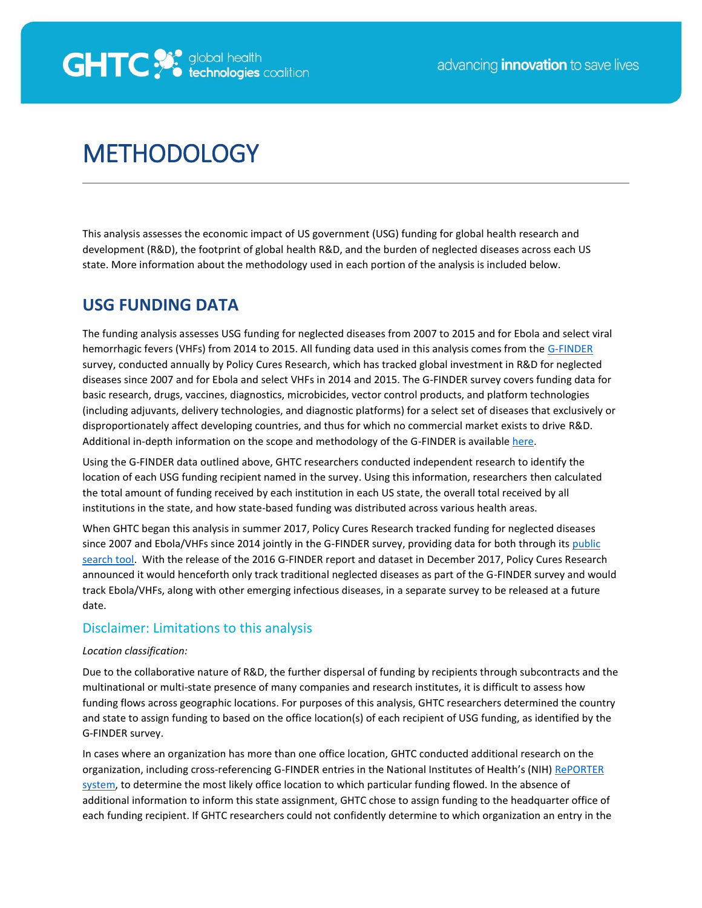# METHODOLOGY

This analysis assesses the economic impact of US government (USG) funding for global health research and development (R&D), the footprint of global health R&D, and the burden of neglected diseases across each US state. More information about the methodology used in each portion of the analysis is included below.

## USG FUNDING DATA

The funding analysis assesses USG funding for neglected diseases from 2007 to 2015 and for Ebola and select viral hemorrhagic fevers (VHFs) from 2014 to 2015. All funding data used in this analysis comes from the G-FINDER survey, conducted annually by Policy Cures Research, which has tracked global investment in R&D for neglected diseases since 2007 and for Ebola and select VHFs in 2014 and 2015. The G-FINDER survey covers funding data for basic research, drugs, vaccines, diagnostics, microbicides, vector control products, and platform technologies (including adjuvants, delivery technologies, and diagnostic platforms) for a select set of diseases that exclusively or disproportionately affect developing countries, and thus for which no commercial market exists to drive R&D. Additional in-depth information on the scope and methodology of the G-FINDER is available here.

Using the G-FINDER data outlined above, GHTC researchers conducted independent research to identify the location of each USG funding recipient named in the survey. Using this information, researchers then calculated the total amount of funding received by each institution in each US state, the overall total received by all institutions in the state, and how state-based funding was distributed across various health areas.

When GHTC began this analysis in summer 2017, Policy Cures Research tracked funding for neglected diseases since 2007 and Ebola/VHFs since 2014 jointly in the G-FINDER survey, providing data for both through its public search tool. With the release of the 2016 G-FINDER report and dataset in December 2017, Policy Cures Research announced it would henceforth only track traditional neglected diseases as part of the G-FINDER survey and would track Ebola/VHFs, along with other emerging infectious diseases, in a separate survey to be released at a future date.

### Disclaimer: Limitations to this analysis

*Location classification:*

Due to the collaborative nature of R&D, the further dispersal of funding by recipients through subcontracts and the multinational or multi-state presence of many companies and research institutes, it is difficult to assess how funding flows across geographic locations. For purposes of this analysis, GHTC researchers determined the country and state to assign funding to based on the office location(s) of each recipient of USG funding, as identified by the G-FINDER survey.

In cases where an organization has more than one office location, GHTC conducted additional research on the organization, including cross-referencing G-FINDER entries in the National Institutes of Health's (NIH) RePORTER system, to determine the most likely office location to which particular funding flowed. In the absence of additional information to inform this state assignment, GHTC chose to assign funding to the headquarter office of each funding recipient. If GHTC researchers could not confidently determine to which organization an entry in the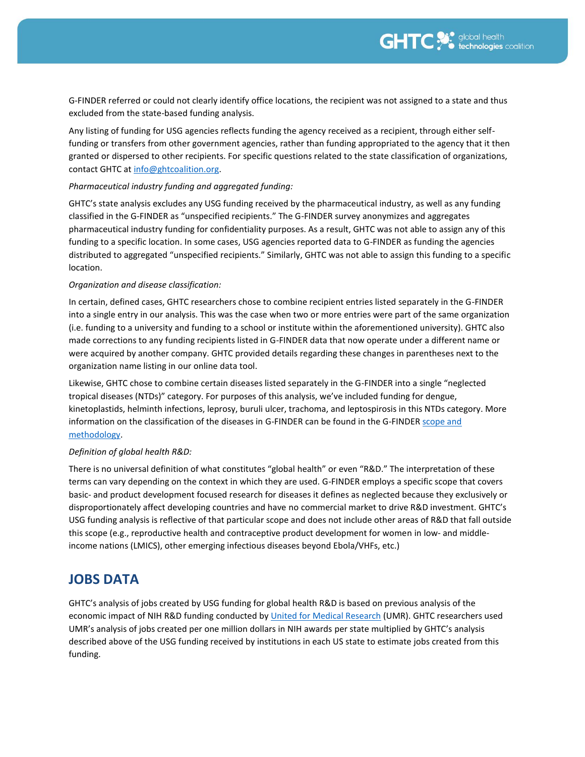G-FINDER referred or could not clearly identify office locations, the recipient was not assigned to a state and thus excluded from the state-based funding analysis.

Any listing of funding for USG agencies reflects funding the agency received as a recipient, through either self-funding or transfers from other government agencies, rather than funding appropriated to the agency that it then granted or dispersed to other recipients. For specific questions related to the state classification of organizations, contact GHTC at [info@ghtcoalition.org](mailto:info@ghtcoalition.org).

*Pharmaceutical industry funding and aggregated funding:*

GHTC's state analysis excludes any USG funding received by the pharmaceutical industry, as well as any funding classified in the G-FINDER as "unspecified recipients." The G-FINDER survey anonymizes and aggregates pharmaceutical industry funding for confidentiality purposes. As a result, GHTC was not able to assign any of this funding to a specific location. In some cases, USG agencies reported data to G-FINDER as funding the agencies distributed to aggregated "unspecified recipients." Similarly, GHTC was not able to assign this funding to a specific location.

*Organization and disease classification:*

In certain, defined cases, GHTC researchers chose to combine recipient entries listed separately in the G-FINDER into a single entry in our analysis. This was the case when two or more entries were part of the same organization (i.e. funding to a university and funding to a school or institute within the aforementioned university). GHTC also made corrections to any funding recipients listed in G-FINDER data that now operate under a different name or were acquired by another company. GHTC provided details regarding these changes in parentheses next to the organization name listing in our online data tool.

Likewise, GHTC chose to combine certain diseases listed separately in the G-FINDER into a single "neglected tropical diseases (NTDs)" category. For purposes of this analysis, we've included funding for dengue, kinetoplastids, helminth infections, leprosy, buruli ulcer, trachoma, and leptospirosis in this NTDs category. More information on the classification of the diseases in G-FINDER can be found in the G-FINDER scope and methodology.

*Definition of global health R&D:*

There is no universal definition of what constitutes "global health" or even "R&D." The interpretation of these terms can vary depending on the context in which they are used. G-FINDER employs a specific scope that covers basic- and product development focused research for diseases it defines as neglected because they exclusively or disproportionately affect developing countries and have no commercial market to drive R&D investment. GHTC's USG funding analysis is reflective of that particular scope and does not include other areas of R&D that fall outside this scope (e.g., reproductive health and contraceptive product development for women in low- and middle-income nations (LMICS), other emerging infectious diseases beyond Ebola/VHFs, etc.)

## JOBS DATA

GHTC's analysis of jobs created by USG funding for global health R&D is based on previous analysis of the economic impact of NIH R&D funding conducted by United for Medical Research (UMR). GHTC researchers used UMR's analysis of jobs created per one million dollars in NIH awards per state multiplied by GHTC's analysis described above of the USG funding received by institutions in each US state to estimate jobs created from this funding.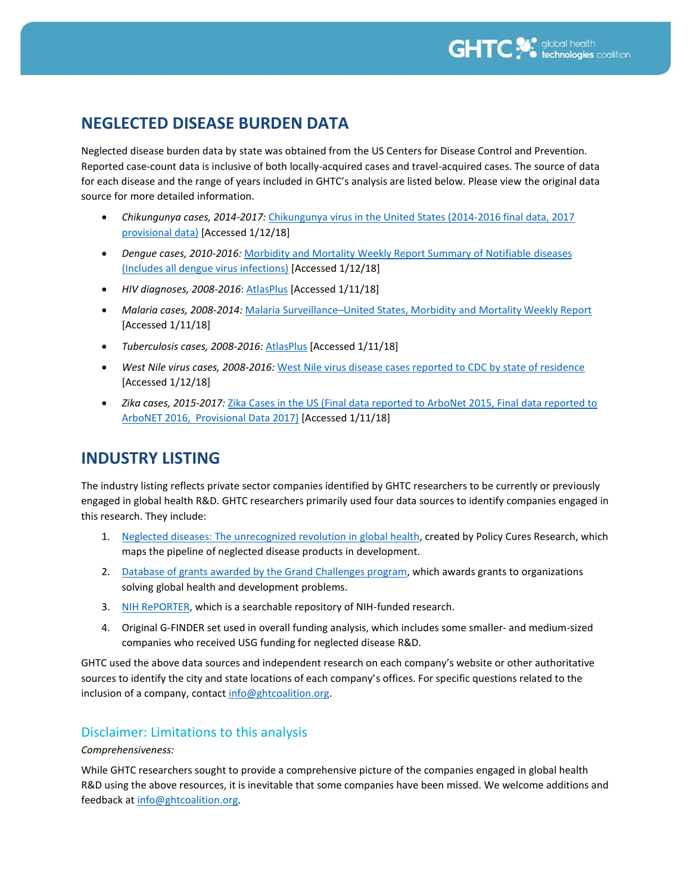## NEGLECTED DISEASE BURDEN DATA

Neglected disease burden data by state was obtained from the US Centers for Disease Control and Prevention. Reported case-count data is inclusive of both locally-acquired cases and travel-acquired cases. The source of data for each disease and the range of years included in GHTC's analysis are listed below. Please view the original data source for more detailed information.

- *Chikungunya cases, 2014-2017:* Chikungunya virus in the United States (2014-2016 final data, 2017 provisional data) [Accessed 1/12/18]
- *Dengue cases, 2010-2016:* Morbidity and Mortality Weekly Report Summary of Notifiable diseases (Includes all dengue virus infections) [Accessed 1/12/18]
- *HIV diagnoses, 2008-2016*: AtlasPlus [Accessed 1/11/18]
- *Malaria cases, 2008-2014:* Malaria Surveillance–United States, Morbidity and Mortality Weekly Report [Accessed 1/11/18]
- *Tuberculosis cases, 2008-2016:* AtlasPlus [Accessed 1/11/18]
- *West Nile virus cases, 2008-2016:* West Nile virus disease cases reported to CDC by state of residence [Accessed 1/12/18]
- *Zika cases, 2015-2017:* Zika Cases in the US (Final data reported to ArboNet 2015, Final data reported to ArboNET 2016, Provisional Data 2017) [Accessed 1/11/18]

## INDUSTRY LISTING

The industry listing reflects private sector companies identified by GHTC researchers to be currently or previously engaged in global health R&D. GHTC researchers primarily used four data sources to identify companies engaged in this research. They include:

1. Neglected diseases: The unrecognized revolution in global health, created by Policy Cures Research, which maps the pipeline of neglected disease products in development.
2. Database of grants awarded by the Grand Challenges program, which awards grants to organizations solving global health and development problems.
3. NIH RePORTER, which is a searchable repository of NIH-funded research.
4. Original G-FINDER set used in overall funding analysis, which includes some smaller- and medium-sized companies who received USG funding for neglected disease R&D.

GHTC used the above data sources and independent research on each company's website or other authoritative sources to identify the city and state locations of each company's offices. For specific questions related to the inclusion of a company, contact info@ghtcoalition.org.

### Disclaimer: Limitations to this analysis

*Comprehensiveness:*

While GHTC researchers sought to provide a comprehensive picture of the companies engaged in global health R&D using the above resources, it is inevitable that some companies have been missed. We welcome additions and feedback at info@ghtcoalition.org.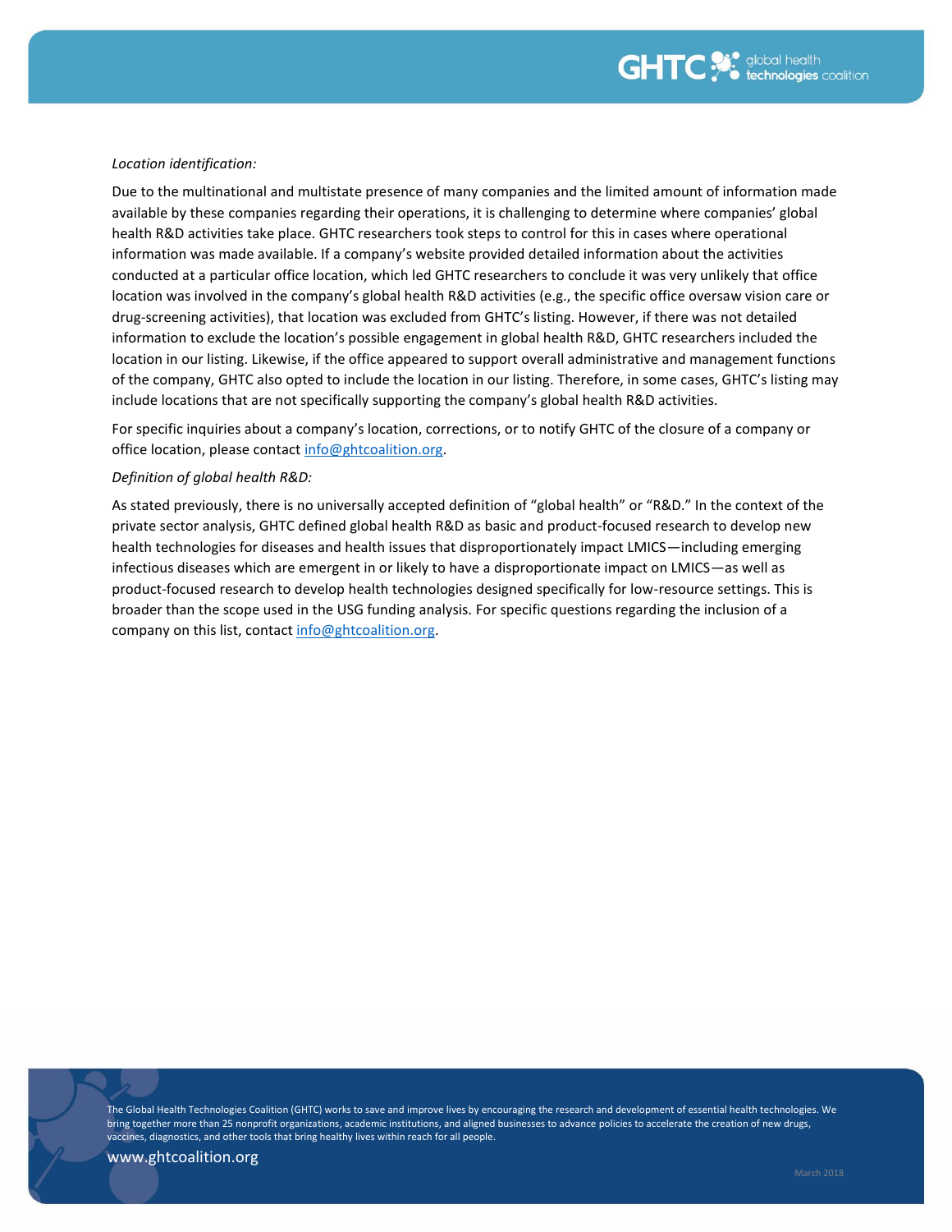*Location identification:*

Due to the multinational and multistate presence of many companies and the limited amount of information made available by these companies regarding their operations, it is challenging to determine where companies' global health R&D activities take place. GHTC researchers took steps to control for this in cases where operational information was made available. If a company's website provided detailed information about the activities conducted at a particular office location, which led GHTC researchers to conclude it was very unlikely that office location was involved in the company's global health R&D activities (e.g., the specific office oversaw vision care or drug-screening activities), that location was excluded from GHTC's listing. However, if there was not detailed information to exclude the location's possible engagement in global health R&D, GHTC researchers included the location in our listing. Likewise, if the office appeared to support overall administrative and management functions of the company, GHTC also opted to include the location in our listing. Therefore, in some cases, GHTC's listing may include locations that are not specifically supporting the company's global health R&D activities.

For specific inquiries about a company's location, corrections, or to notify GHTC of the closure of a company or office location, please contact info@ghtcoalition.org.

*Definition of global health R&D:*

As stated previously, there is no universally accepted definition of "global health" or "R&D." In the context of the private sector analysis, GHTC defined global health R&D as basic and product-focused research to develop new health technologies for diseases and health issues that disproportionately impact LMICS—including emerging infectious diseases which are emergent in or likely to have a disproportionate impact on LMICS—as well as product-focused research to develop health technologies designed specifically for low-resource settings. This is broader than the scope used in the USG funding analysis. For specific questions regarding the inclusion of a company on this list, contact info@ghtcoalition.org.

The Global Health Technologies Coalition (GHTC) works to save and improve lives by encouraging the research and development of essential health technologies. We bring together more than 25 nonprofit organizations, academic institutions, and aligned businesses to advance policies to accelerate the creation of new drugs, vaccines, diagnostics, and other tools that bring healthy lives within reach for all people.

www.ghtcoalition.org

March 2018